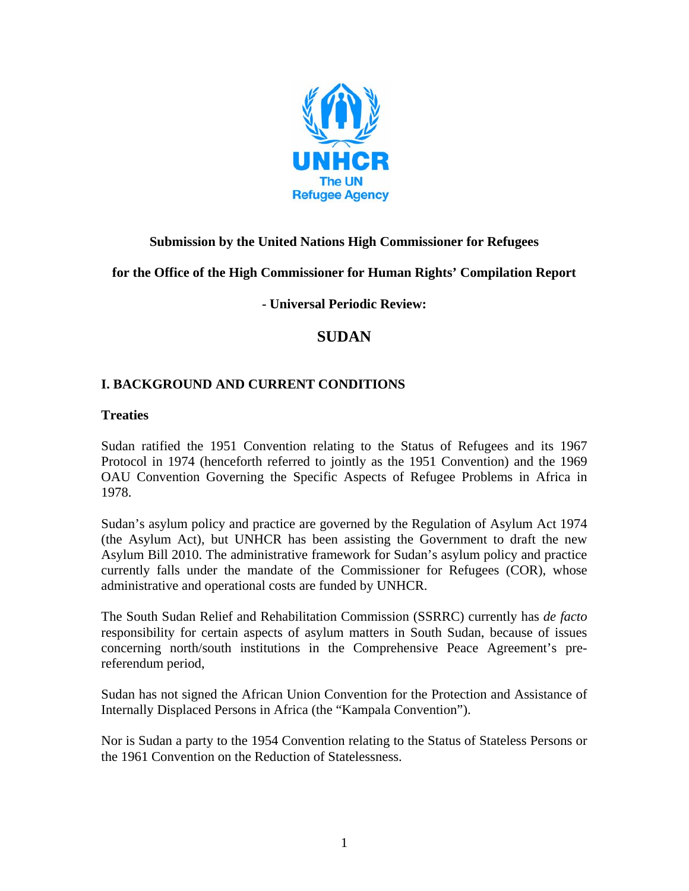**Submission by the United Nations High Commissioner for Refugees**

**for the Office of the High Commissioner for Human Rights' Compilation Report**

**- Universal Periodic Review:**

# SUDAN

## I. BACKGROUND AND CURRENT CONDITIONS

### Treaties

Sudan ratified the 1951 Convention relating to the Status of Refugees and its 1967 Protocol in 1974 (henceforth referred to jointly as the 1951 Convention) and the 1969 OAU Convention Governing the Specific Aspects of Refugee Problems in Africa in 1978.

Sudan's asylum policy and practice are governed by the Regulation of Asylum Act 1974 (the Asylum Act), but UNHCR has been assisting the Government to draft the new Asylum Bill 2010. The administrative framework for Sudan's asylum policy and practice currently falls under the mandate of the Commissioner for Refugees (COR), whose administrative and operational costs are funded by UNHCR.

The South Sudan Relief and Rehabilitation Commission (SSRRC) currently has *de facto* responsibility for certain aspects of asylum matters in South Sudan, because of issues concerning north/south institutions in the Comprehensive Peace Agreement's pre-referendum period,

Sudan has not signed the African Union Convention for the Protection and Assistance of Internally Displaced Persons in Africa (the "Kampala Convention").

Nor is Sudan a party to the 1954 Convention relating to the Status of Stateless Persons or the 1961 Convention on the Reduction of Statelessness.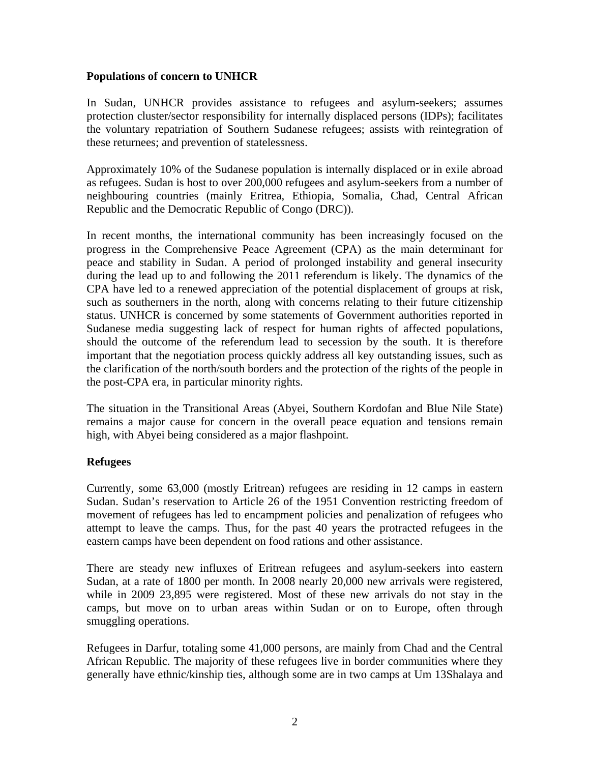**Populations of concern to UNHCR**

In Sudan, UNHCR provides assistance to refugees and asylum-seekers; assumes protection cluster/sector responsibility for internally displaced persons (IDPs); facilitates the voluntary repatriation of Southern Sudanese refugees; assists with reintegration of these returnees; and prevention of statelessness.

Approximately 10% of the Sudanese population is internally displaced or in exile abroad as refugees. Sudan is host to over 200,000 refugees and asylum-seekers from a number of neighbouring countries (mainly Eritrea, Ethiopia, Somalia, Chad, Central African Republic and the Democratic Republic of Congo (DRC)).

In recent months, the international community has been increasingly focused on the progress in the Comprehensive Peace Agreement (CPA) as the main determinant for peace and stability in Sudan. A period of prolonged instability and general insecurity during the lead up to and following the 2011 referendum is likely. The dynamics of the CPA have led to a renewed appreciation of the potential displacement of groups at risk, such as southerners in the north, along with concerns relating to their future citizenship status. UNHCR is concerned by some statements of Government authorities reported in Sudanese media suggesting lack of respect for human rights of affected populations, should the outcome of the referendum lead to secession by the south. It is therefore important that the negotiation process quickly address all key outstanding issues, such as the clarification of the north/south borders and the protection of the rights of the people in the post-CPA era, in particular minority rights.

The situation in the Transitional Areas (Abyei, Southern Kordofan and Blue Nile State) remains a major cause for concern in the overall peace equation and tensions remain high, with Abyei being considered as a major flashpoint.

**Refugees**

Currently, some 63,000 (mostly Eritrean) refugees are residing in 12 camps in eastern Sudan. Sudan's reservation to Article 26 of the 1951 Convention restricting freedom of movement of refugees has led to encampment policies and penalization of refugees who attempt to leave the camps. Thus, for the past 40 years the protracted refugees in the eastern camps have been dependent on food rations and other assistance.

There are steady new influxes of Eritrean refugees and asylum-seekers into eastern Sudan, at a rate of 1800 per month. In 2008 nearly 20,000 new arrivals were registered, while in 2009 23,895 were registered. Most of these new arrivals do not stay in the camps, but move on to urban areas within Sudan or on to Europe, often through smuggling operations.

Refugees in Darfur, totaling some 41,000 persons, are mainly from Chad and the Central African Republic. The majority of these refugees live in border communities where they generally have ethnic/kinship ties, although some are in two camps at Um 13Shalaya and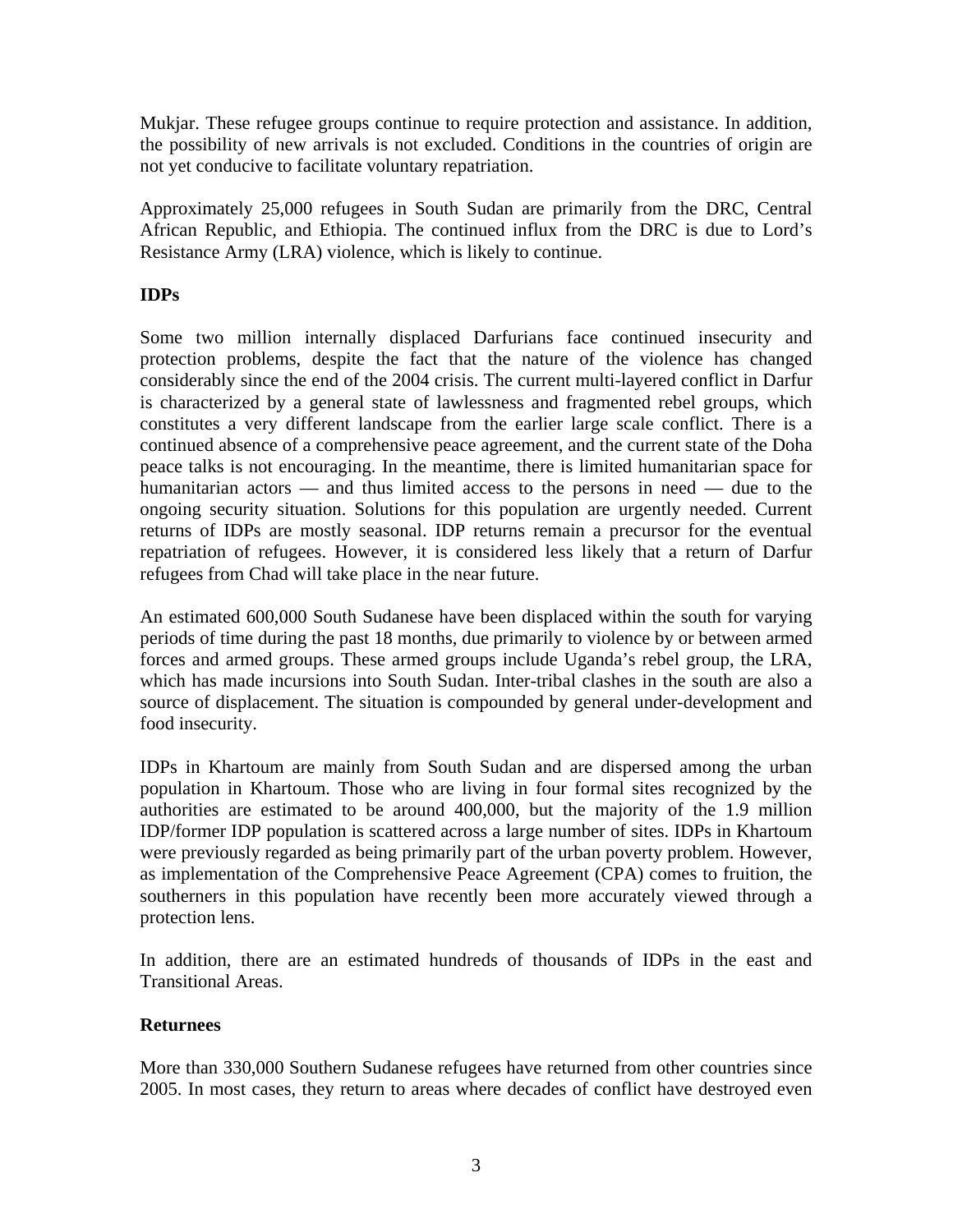Mukjar. These refugee groups continue to require protection and assistance. In addition, the possibility of new arrivals is not excluded. Conditions in the countries of origin are not yet conducive to facilitate voluntary repatriation.

Approximately 25,000 refugees in South Sudan are primarily from the DRC, Central African Republic, and Ethiopia. The continued influx from the DRC is due to Lord's Resistance Army (LRA) violence, which is likely to continue.

**IDPs**

Some two million internally displaced Darfurians face continued insecurity and protection problems, despite the fact that the nature of the violence has changed considerably since the end of the 2004 crisis. The current multi-layered conflict in Darfur is characterized by a general state of lawlessness and fragmented rebel groups, which constitutes a very different landscape from the earlier large scale conflict. There is a continued absence of a comprehensive peace agreement, and the current state of the Doha peace talks is not encouraging. In the meantime, there is limited humanitarian space for humanitarian actors — and thus limited access to the persons in need — due to the ongoing security situation. Solutions for this population are urgently needed. Current returns of IDPs are mostly seasonal. IDP returns remain a precursor for the eventual repatriation of refugees. However, it is considered less likely that a return of Darfur refugees from Chad will take place in the near future.

An estimated 600,000 South Sudanese have been displaced within the south for varying periods of time during the past 18 months, due primarily to violence by or between armed forces and armed groups. These armed groups include Uganda's rebel group, the LRA, which has made incursions into South Sudan. Inter-tribal clashes in the south are also a source of displacement. The situation is compounded by general under-development and food insecurity.

IDPs in Khartoum are mainly from South Sudan and are dispersed among the urban population in Khartoum. Those who are living in four formal sites recognized by the authorities are estimated to be around 400,000, but the majority of the 1.9 million IDP/former IDP population is scattered across a large number of sites. IDPs in Khartoum were previously regarded as being primarily part of the urban poverty problem. However, as implementation of the Comprehensive Peace Agreement (CPA) comes to fruition, the southerners in this population have recently been more accurately viewed through a protection lens.

In addition, there are an estimated hundreds of thousands of IDPs in the east and Transitional Areas.

**Returnees**

More than 330,000 Southern Sudanese refugees have returned from other countries since 2005. In most cases, they return to areas where decades of conflict have destroyed even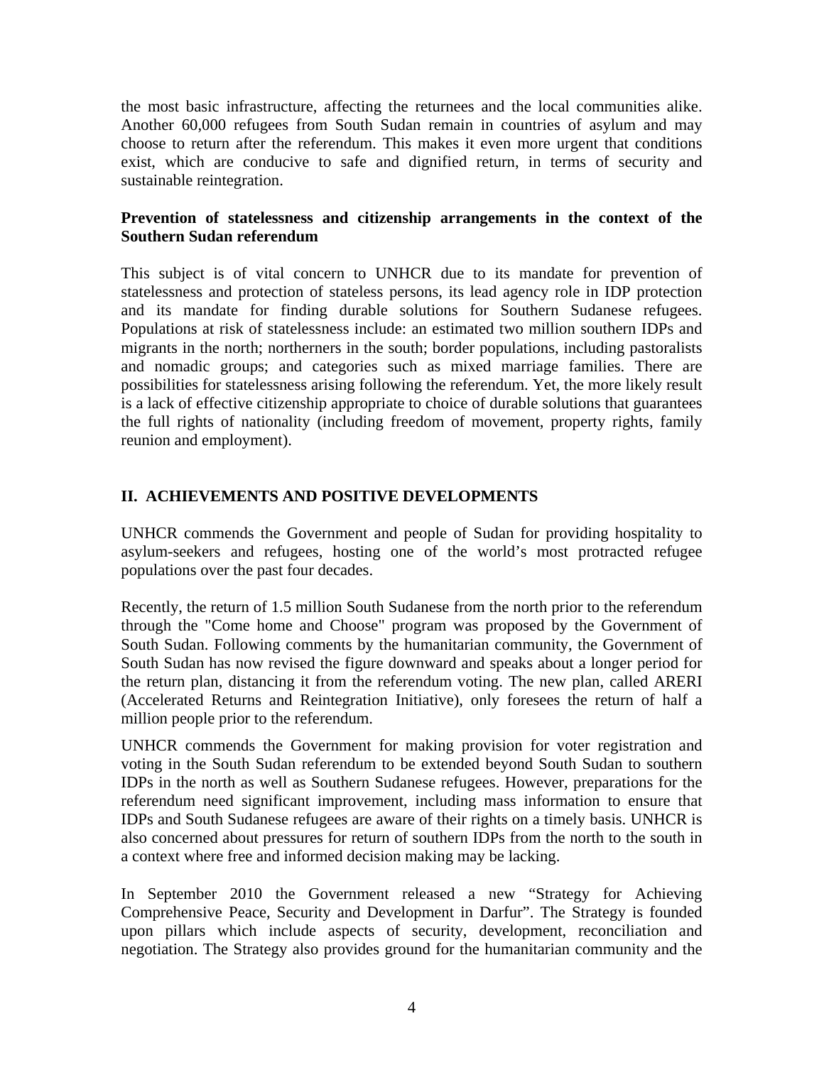the most basic infrastructure, affecting the returnees and the local communities alike. Another 60,000 refugees from South Sudan remain in countries of asylum and may choose to return after the referendum. This makes it even more urgent that conditions exist, which are conducive to safe and dignified return, in terms of security and sustainable reintegration.

**Prevention of statelessness and citizenship arrangements in the context of the Southern Sudan referendum**

This subject is of vital concern to UNHCR due to its mandate for prevention of statelessness and protection of stateless persons, its lead agency role in IDP protection and its mandate for finding durable solutions for Southern Sudanese refugees. Populations at risk of statelessness include: an estimated two million southern IDPs and migrants in the north; northerners in the south; border populations, including pastoralists and nomadic groups; and categories such as mixed marriage families. There are possibilities for statelessness arising following the referendum. Yet, the more likely result is a lack of effective citizenship appropriate to choice of durable solutions that guarantees the full rights of nationality (including freedom of movement, property rights, family reunion and employment).

## II. ACHIEVEMENTS AND POSITIVE DEVELOPMENTS

UNHCR commends the Government and people of Sudan for providing hospitality to asylum-seekers and refugees, hosting one of the world's most protracted refugee populations over the past four decades.

Recently, the return of 1.5 million South Sudanese from the north prior to the referendum through the "Come home and Choose" program was proposed by the Government of South Sudan. Following comments by the humanitarian community, the Government of South Sudan has now revised the figure downward and speaks about a longer period for the return plan, distancing it from the referendum voting. The new plan, called ARERI (Accelerated Returns and Reintegration Initiative), only foresees the return of half a million people prior to the referendum.

UNHCR commends the Government for making provision for voter registration and voting in the South Sudan referendum to be extended beyond South Sudan to southern IDPs in the north as well as Southern Sudanese refugees. However, preparations for the referendum need significant improvement, including mass information to ensure that IDPs and South Sudanese refugees are aware of their rights on a timely basis. UNHCR is also concerned about pressures for return of southern IDPs from the north to the south in a context where free and informed decision making may be lacking.

In September 2010 the Government released a new "Strategy for Achieving Comprehensive Peace, Security and Development in Darfur". The Strategy is founded upon pillars which include aspects of security, development, reconciliation and negotiation. The Strategy also provides ground for the humanitarian community and the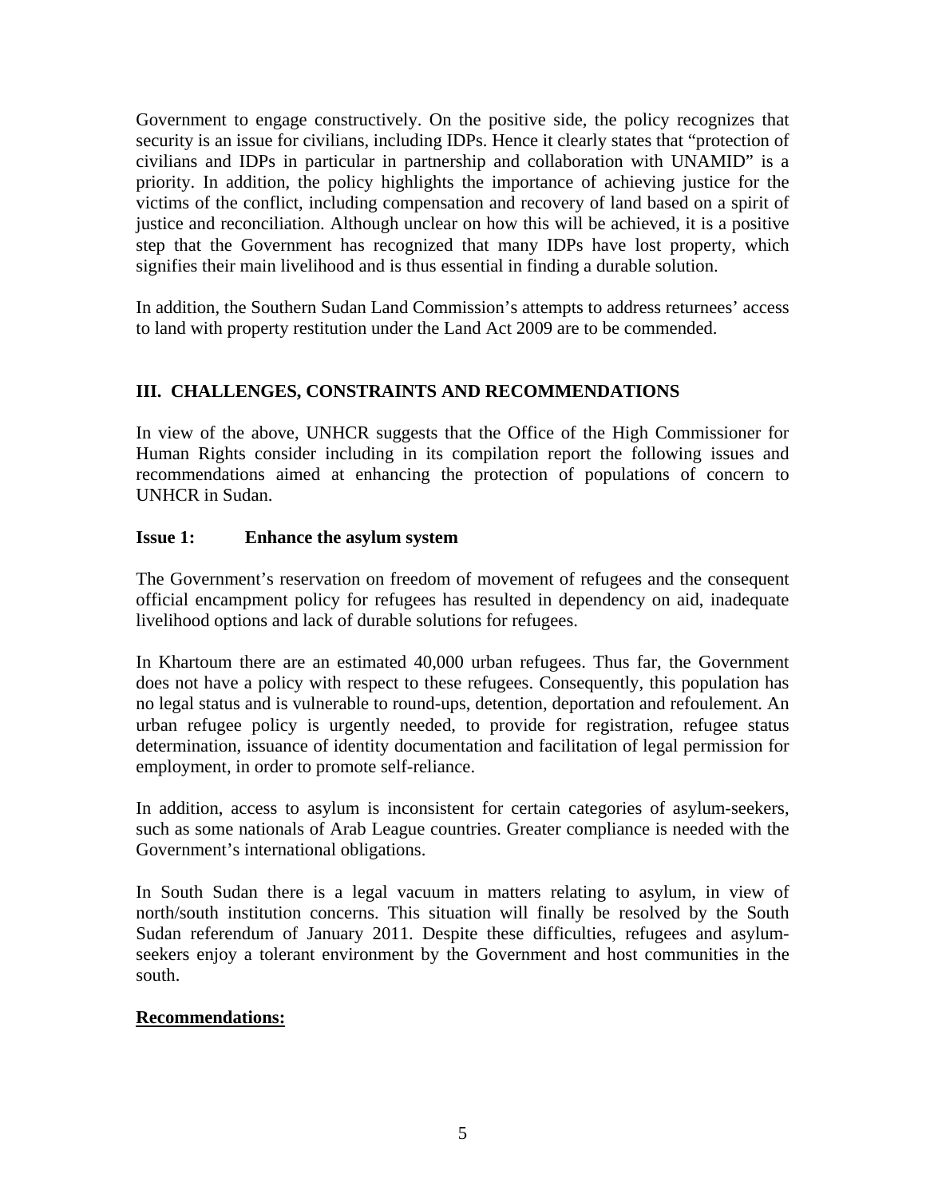Government to engage constructively. On the positive side, the policy recognizes that security is an issue for civilians, including IDPs. Hence it clearly states that "protection of civilians and IDPs in particular in partnership and collaboration with UNAMID" is a priority. In addition, the policy highlights the importance of achieving justice for the victims of the conflict, including compensation and recovery of land based on a spirit of justice and reconciliation. Although unclear on how this will be achieved, it is a positive step that the Government has recognized that many IDPs have lost property, which signifies their main livelihood and is thus essential in finding a durable solution.

In addition, the Southern Sudan Land Commission's attempts to address returnees' access to land with property restitution under the Land Act 2009 are to be commended.

## III. CHALLENGES, CONSTRAINTS AND RECOMMENDATIONS

In view of the above, UNHCR suggests that the Office of the High Commissioner for Human Rights consider including in its compilation report the following issues and recommendations aimed at enhancing the protection of populations of concern to UNHCR in Sudan.

### Issue 1: Enhance the asylum system

The Government's reservation on freedom of movement of refugees and the consequent official encampment policy for refugees has resulted in dependency on aid, inadequate livelihood options and lack of durable solutions for refugees.

In Khartoum there are an estimated 40,000 urban refugees. Thus far, the Government does not have a policy with respect to these refugees. Consequently, this population has no legal status and is vulnerable to round-ups, detention, deportation and refoulement. An urban refugee policy is urgently needed, to provide for registration, refugee status determination, issuance of identity documentation and facilitation of legal permission for employment, in order to promote self-reliance.

In addition, access to asylum is inconsistent for certain categories of asylum-seekers, such as some nationals of Arab League countries. Greater compliance is needed with the Government's international obligations.

In South Sudan there is a legal vacuum in matters relating to asylum, in view of north/south institution concerns. This situation will finally be resolved by the South Sudan referendum of January 2011. Despite these difficulties, refugees and asylum-seekers enjoy a tolerant environment by the Government and host communities in the south.

**Recommendations:**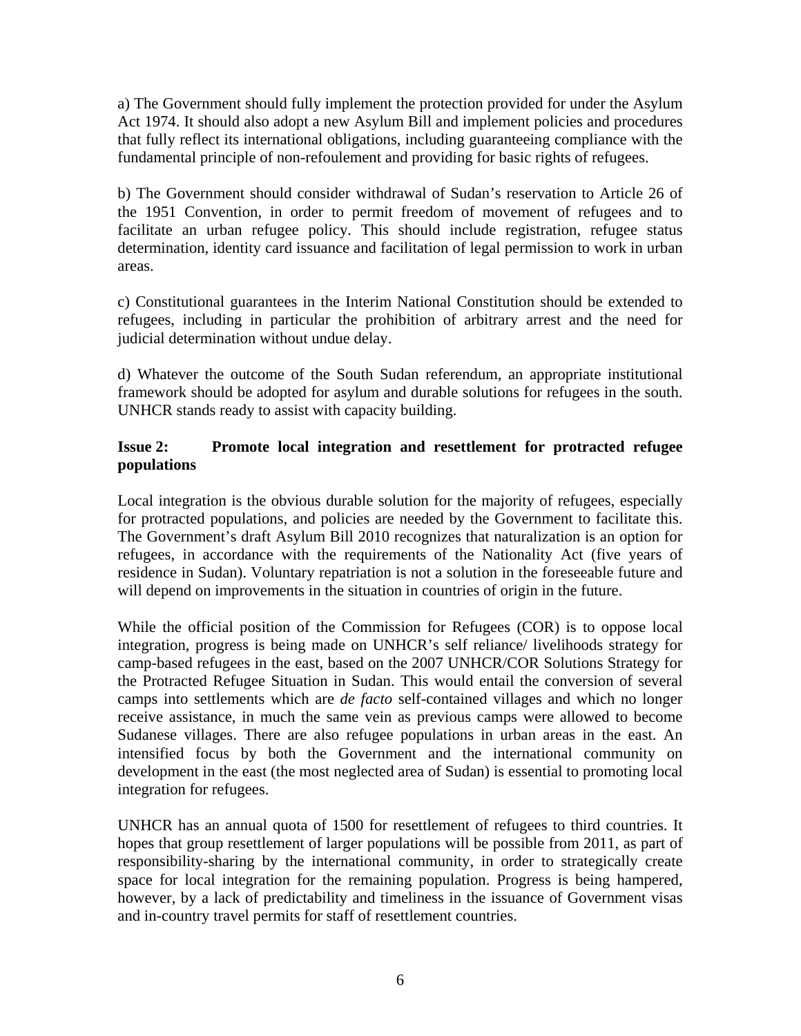a) The Government should fully implement the protection provided for under the Asylum Act 1974. It should also adopt a new Asylum Bill and implement policies and procedures that fully reflect its international obligations, including guaranteeing compliance with the fundamental principle of non-refoulement and providing for basic rights of refugees.

b) The Government should consider withdrawal of Sudan's reservation to Article 26 of the 1951 Convention, in order to permit freedom of movement of refugees and to facilitate an urban refugee policy. This should include registration, refugee status determination, identity card issuance and facilitation of legal permission to work in urban areas.

c) Constitutional guarantees in the Interim National Constitution should be extended to refugees, including in particular the prohibition of arbitrary arrest and the need for judicial determination without undue delay.

d) Whatever the outcome of the South Sudan referendum, an appropriate institutional framework should be adopted for asylum and durable solutions for refugees in the south. UNHCR stands ready to assist with capacity building.

**Issue 2: Promote local integration and resettlement for protracted refugee populations**

Local integration is the obvious durable solution for the majority of refugees, especially for protracted populations, and policies are needed by the Government to facilitate this. The Government's draft Asylum Bill 2010 recognizes that naturalization is an option for refugees, in accordance with the requirements of the Nationality Act (five years of residence in Sudan). Voluntary repatriation is not a solution in the foreseeable future and will depend on improvements in the situation in countries of origin in the future.

While the official position of the Commission for Refugees (COR) is to oppose local integration, progress is being made on UNHCR's self reliance/ livelihoods strategy for camp-based refugees in the east, based on the 2007 UNHCR/COR Solutions Strategy for the Protracted Refugee Situation in Sudan. This would entail the conversion of several camps into settlements which are *de facto* self-contained villages and which no longer receive assistance, in much the same vein as previous camps were allowed to become Sudanese villages. There are also refugee populations in urban areas in the east. An intensified focus by both the Government and the international community on development in the east (the most neglected area of Sudan) is essential to promoting local integration for refugees.

UNHCR has an annual quota of 1500 for resettlement of refugees to third countries. It hopes that group resettlement of larger populations will be possible from 2011, as part of responsibility-sharing by the international community, in order to strategically create space for local integration for the remaining population. Progress is being hampered, however, by a lack of predictability and timeliness in the issuance of Government visas and in-country travel permits for staff of resettlement countries.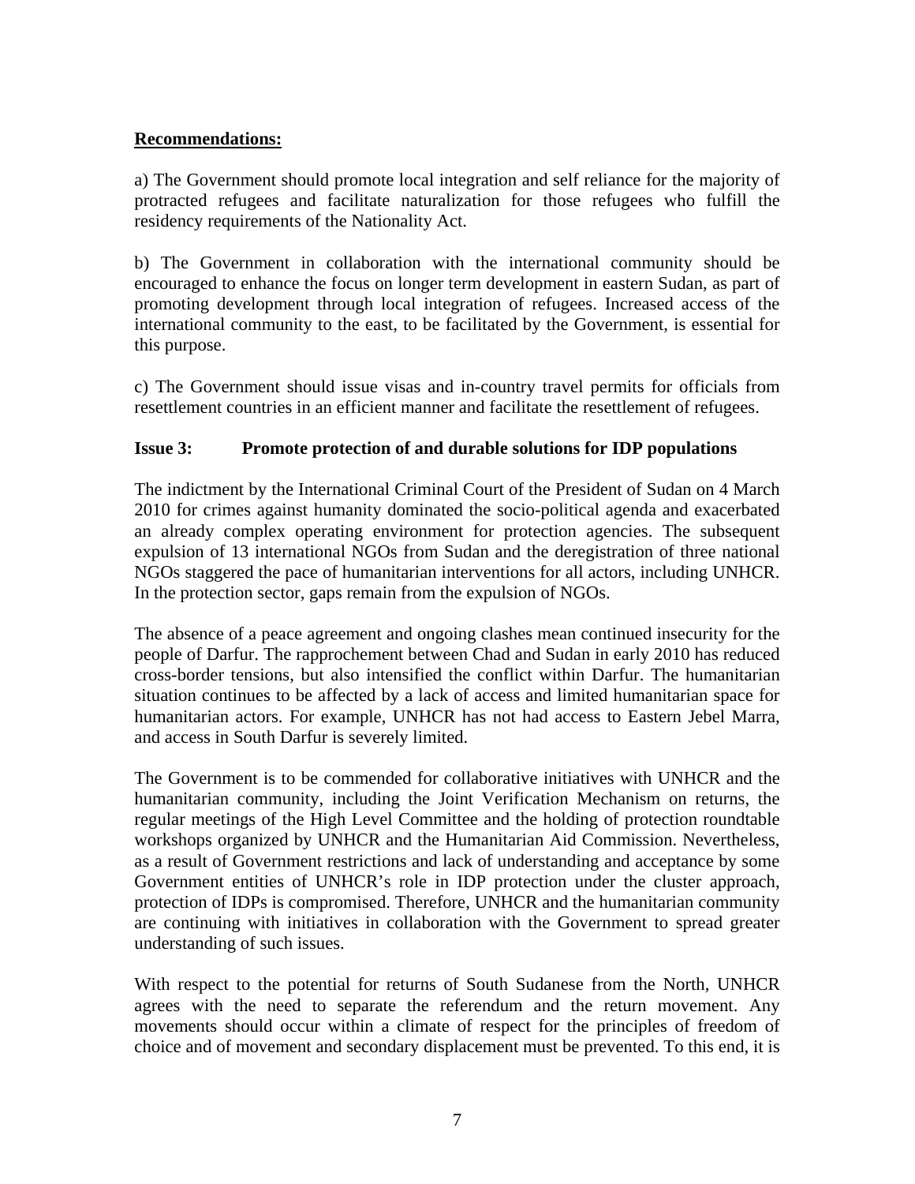**Recommendations:**

a) The Government should promote local integration and self reliance for the majority of protracted refugees and facilitate naturalization for those refugees who fulfill the residency requirements of the Nationality Act.

b) The Government in collaboration with the international community should be encouraged to enhance the focus on longer term development in eastern Sudan, as part of promoting development through local integration of refugees. Increased access of the international community to the east, to be facilitated by the Government, is essential for this purpose.

c) The Government should issue visas and in-country travel permits for officials from resettlement countries in an efficient manner and facilitate the resettlement of refugees.

### Issue 3: Promote protection of and durable solutions for IDP populations

The indictment by the International Criminal Court of the President of Sudan on 4 March 2010 for crimes against humanity dominated the socio-political agenda and exacerbated an already complex operating environment for protection agencies. The subsequent expulsion of 13 international NGOs from Sudan and the deregistration of three national NGOs staggered the pace of humanitarian interventions for all actors, including UNHCR. In the protection sector, gaps remain from the expulsion of NGOs.

The absence of a peace agreement and ongoing clashes mean continued insecurity for the people of Darfur. The rapprochement between Chad and Sudan in early 2010 has reduced cross-border tensions, but also intensified the conflict within Darfur. The humanitarian situation continues to be affected by a lack of access and limited humanitarian space for humanitarian actors. For example, UNHCR has not had access to Eastern Jebel Marra, and access in South Darfur is severely limited.

The Government is to be commended for collaborative initiatives with UNHCR and the humanitarian community, including the Joint Verification Mechanism on returns, the regular meetings of the High Level Committee and the holding of protection roundtable workshops organized by UNHCR and the Humanitarian Aid Commission. Nevertheless, as a result of Government restrictions and lack of understanding and acceptance by some Government entities of UNHCR's role in IDP protection under the cluster approach, protection of IDPs is compromised. Therefore, UNHCR and the humanitarian community are continuing with initiatives in collaboration with the Government to spread greater understanding of such issues.

With respect to the potential for returns of South Sudanese from the North, UNHCR agrees with the need to separate the referendum and the return movement. Any movements should occur within a climate of respect for the principles of freedom of choice and of movement and secondary displacement must be prevented. To this end, it is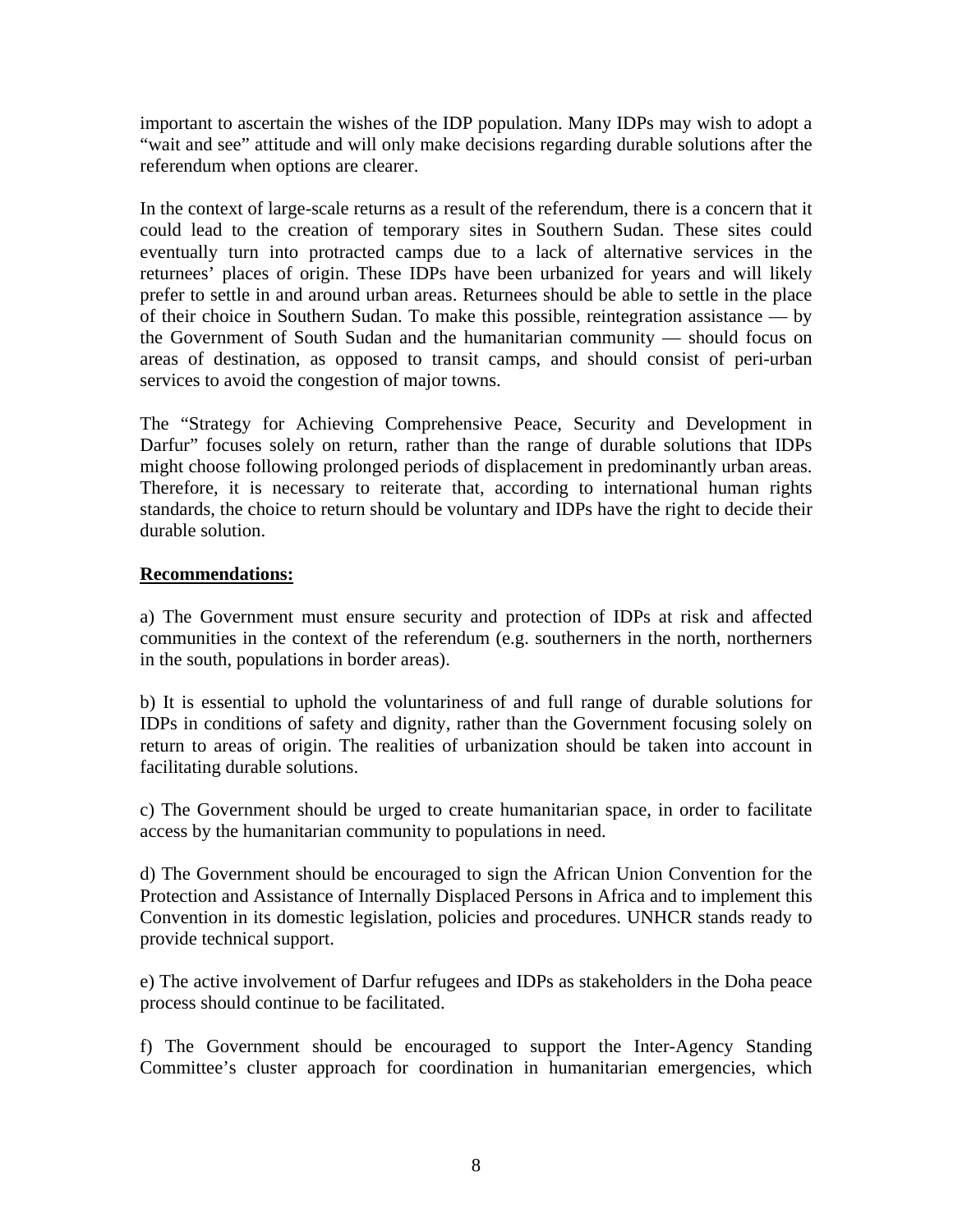important to ascertain the wishes of the IDP population. Many IDPs may wish to adopt a "wait and see" attitude and will only make decisions regarding durable solutions after the referendum when options are clearer.

In the context of large-scale returns as a result of the referendum, there is a concern that it could lead to the creation of temporary sites in Southern Sudan. These sites could eventually turn into protracted camps due to a lack of alternative services in the returnees' places of origin. These IDPs have been urbanized for years and will likely prefer to settle in and around urban areas. Returnees should be able to settle in the place of their choice in Southern Sudan. To make this possible, reintegration assistance — by the Government of South Sudan and the humanitarian community — should focus on areas of destination, as opposed to transit camps, and should consist of peri-urban services to avoid the congestion of major towns.

The "Strategy for Achieving Comprehensive Peace, Security and Development in Darfur" focuses solely on return, rather than the range of durable solutions that IDPs might choose following prolonged periods of displacement in predominantly urban areas. Therefore, it is necessary to reiterate that, according to international human rights standards, the choice to return should be voluntary and IDPs have the right to decide their durable solution.

**Recommendations:**

a) The Government must ensure security and protection of IDPs at risk and affected communities in the context of the referendum (e.g. southerners in the north, northerners in the south, populations in border areas).

b) It is essential to uphold the voluntariness of and full range of durable solutions for IDPs in conditions of safety and dignity, rather than the Government focusing solely on return to areas of origin. The realities of urbanization should be taken into account in facilitating durable solutions.

c) The Government should be urged to create humanitarian space, in order to facilitate access by the humanitarian community to populations in need.

d) The Government should be encouraged to sign the African Union Convention for the Protection and Assistance of Internally Displaced Persons in Africa and to implement this Convention in its domestic legislation, policies and procedures. UNHCR stands ready to provide technical support.

e) The active involvement of Darfur refugees and IDPs as stakeholders in the Doha peace process should continue to be facilitated.

f) The Government should be encouraged to support the Inter-Agency Standing Committee's cluster approach for coordination in humanitarian emergencies, which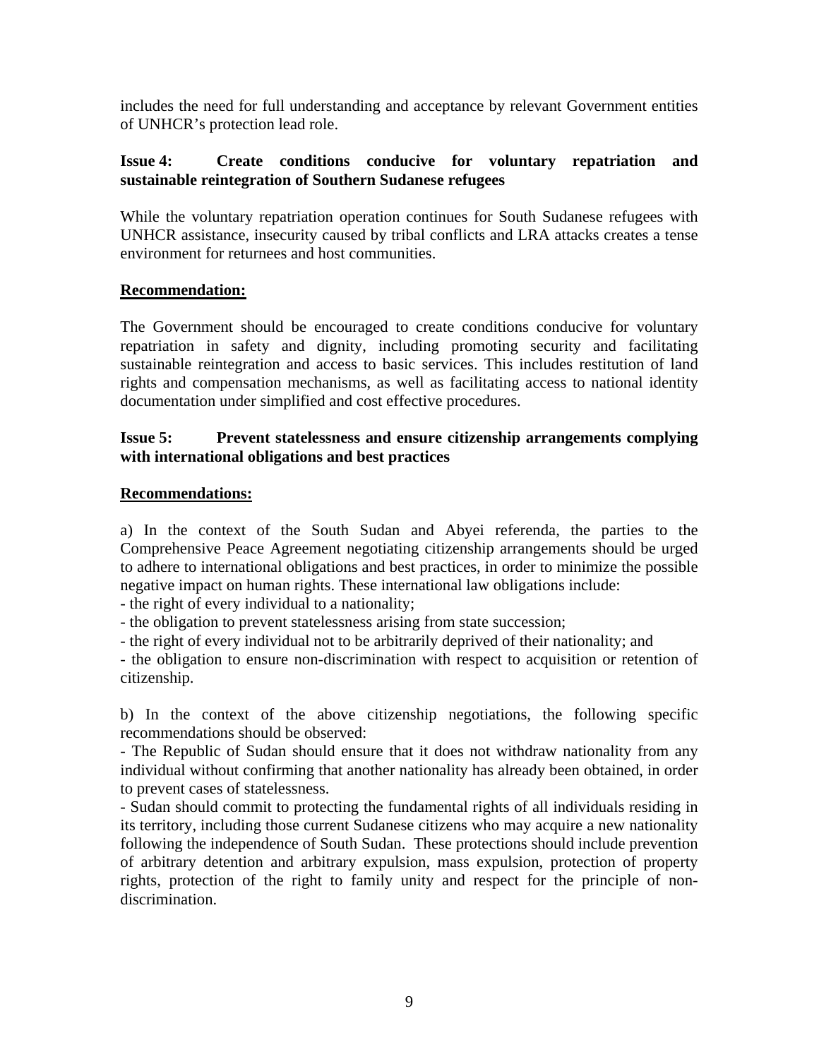includes the need for full understanding and acceptance by relevant Government entities of UNHCR's protection lead role.

**Issue 4: Create conditions conducive for voluntary repatriation and sustainable reintegration of Southern Sudanese refugees**

While the voluntary repatriation operation continues for South Sudanese refugees with UNHCR assistance, insecurity caused by tribal conflicts and LRA attacks creates a tense environment for returnees and host communities.

**<u>Recommendation:</u>**

The Government should be encouraged to create conditions conducive for voluntary repatriation in safety and dignity, including promoting security and facilitating sustainable reintegration and access to basic services. This includes restitution of land rights and compensation mechanisms, as well as facilitating access to national identity documentation under simplified and cost effective procedures.

**Issue 5: Prevent statelessness and ensure citizenship arrangements complying with international obligations and best practices**

**<u>Recommendations:</u>**

a) In the context of the South Sudan and Abyei referenda, the parties to the Comprehensive Peace Agreement negotiating citizenship arrangements should be urged to adhere to international obligations and best practices, in order to minimize the possible negative impact on human rights. These international law obligations include:

- the right of every individual to a nationality;
- the obligation to prevent statelessness arising from state succession;
- the right of every individual not to be arbitrarily deprived of their nationality; and
- the obligation to ensure non-discrimination with respect to acquisition or retention of citizenship.

b) In the context of the above citizenship negotiations, the following specific recommendations should be observed:

- The Republic of Sudan should ensure that it does not withdraw nationality from any individual without confirming that another nationality has already been obtained, in order to prevent cases of statelessness.
- Sudan should commit to protecting the fundamental rights of all individuals residing in its territory, including those current Sudanese citizens who may acquire a new nationality following the independence of South Sudan. These protections should include prevention of arbitrary detention and arbitrary expulsion, mass expulsion, protection of property rights, protection of the right to family unity and respect for the principle of non-discrimination.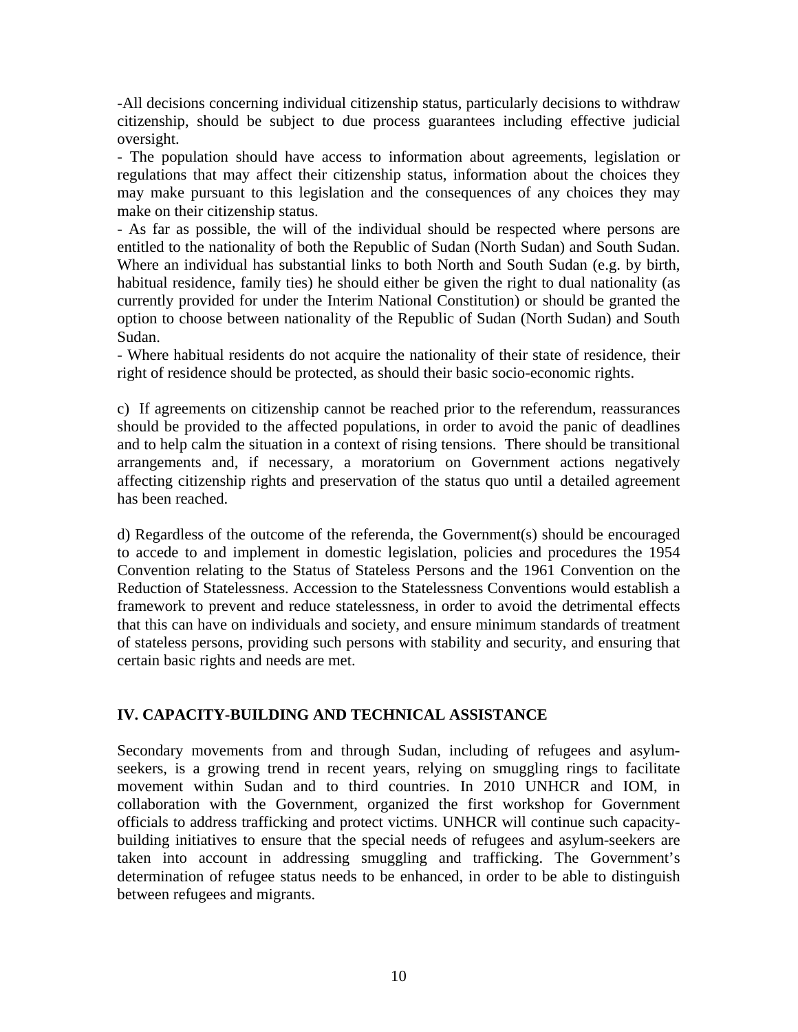-All decisions concerning individual citizenship status, particularly decisions to withdraw citizenship, should be subject to due process guarantees including effective judicial oversight.

- The population should have access to information about agreements, legislation or regulations that may affect their citizenship status, information about the choices they may make pursuant to this legislation and the consequences of any choices they may make on their citizenship status.

- As far as possible, the will of the individual should be respected where persons are entitled to the nationality of both the Republic of Sudan (North Sudan) and South Sudan. Where an individual has substantial links to both North and South Sudan (e.g. by birth, habitual residence, family ties) he should either be given the right to dual nationality (as currently provided for under the Interim National Constitution) or should be granted the option to choose between nationality of the Republic of Sudan (North Sudan) and South Sudan.

- Where habitual residents do not acquire the nationality of their state of residence, their right of residence should be protected, as should their basic socio-economic rights.

c) If agreements on citizenship cannot be reached prior to the referendum, reassurances should be provided to the affected populations, in order to avoid the panic of deadlines and to help calm the situation in a context of rising tensions. There should be transitional arrangements and, if necessary, a moratorium on Government actions negatively affecting citizenship rights and preservation of the status quo until a detailed agreement has been reached.

d) Regardless of the outcome of the referenda, the Government(s) should be encouraged to accede to and implement in domestic legislation, policies and procedures the 1954 Convention relating to the Status of Stateless Persons and the 1961 Convention on the Reduction of Statelessness. Accession to the Statelessness Conventions would establish a framework to prevent and reduce statelessness, in order to avoid the detrimental effects that this can have on individuals and society, and ensure minimum standards of treatment of stateless persons, providing such persons with stability and security, and ensuring that certain basic rights and needs are met.

## IV. CAPACITY-BUILDING AND TECHNICAL ASSISTANCE

Secondary movements from and through Sudan, including of refugees and asylum-seekers, is a growing trend in recent years, relying on smuggling rings to facilitate movement within Sudan and to third countries. In 2010 UNHCR and IOM, in collaboration with the Government, organized the first workshop for Government officials to address trafficking and protect victims. UNHCR will continue such capacity-building initiatives to ensure that the special needs of refugees and asylum-seekers are taken into account in addressing smuggling and trafficking. The Government's determination of refugee status needs to be enhanced, in order to be able to distinguish between refugees and migrants.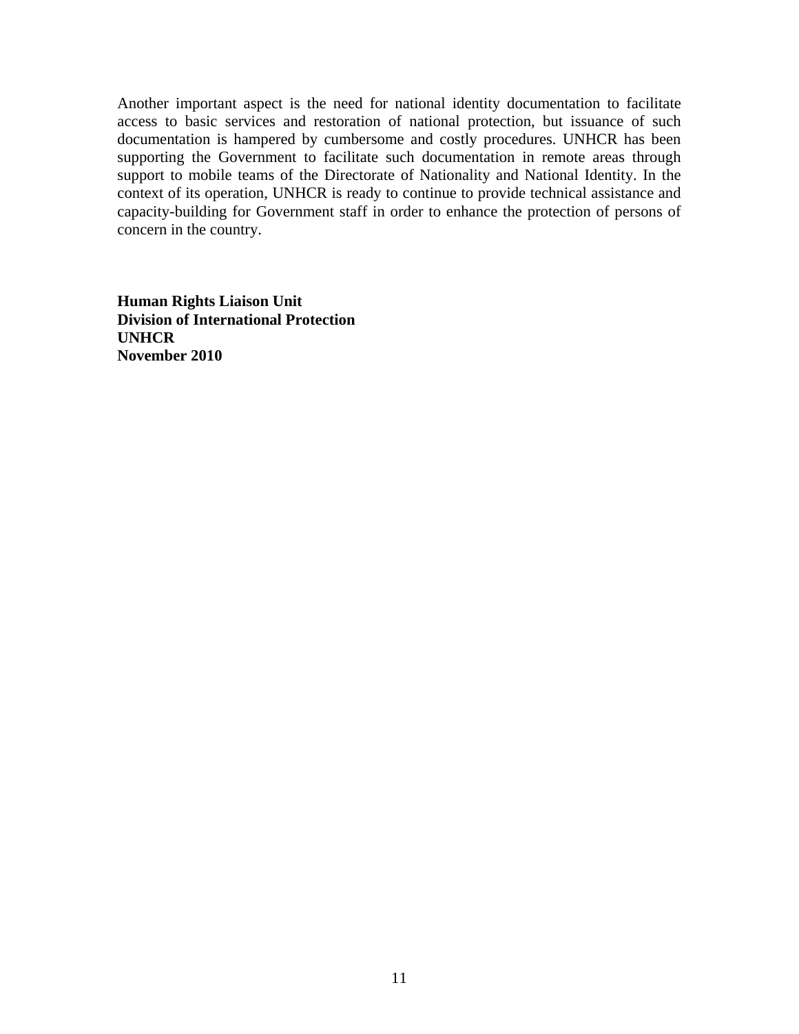Another important aspect is the need for national identity documentation to facilitate access to basic services and restoration of national protection, but issuance of such documentation is hampered by cumbersome and costly procedures. UNHCR has been supporting the Government to facilitate such documentation in remote areas through support to mobile teams of the Directorate of Nationality and National Identity. In the context of its operation, UNHCR is ready to continue to provide technical assistance and capacity-building for Government staff in order to enhance the protection of persons of concern in the country.

**Human Rights Liaison Unit**
**Division of International Protection**
**UNHCR**
**November 2010**